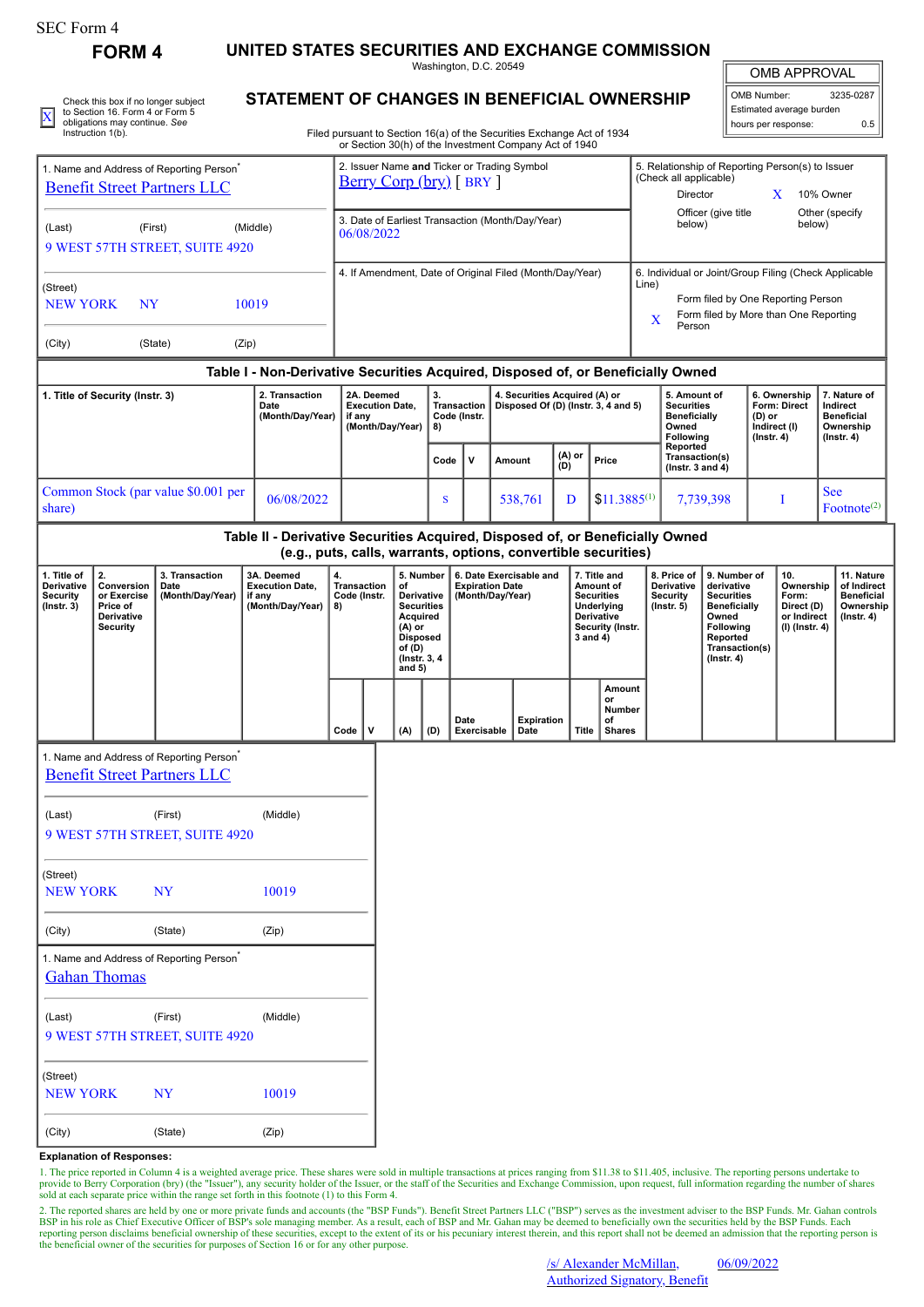SEC Form 4

**FORM 4**

# UNITED STATES SECURITIES AND EXCHANGE COMMISSION

Washington, D.C. 20549

## STATEMENT OF CHANGES IN BENEFICIAL OWNERSHIP

Filed pursuant to Section 16(a) of the Securities Exchange Act of 1934 or Section 30(h) of the Investment Company Act of 1940

| OMB APPROVAL | |
|---|---|
| OMB Number: | 3235-0287 |
| Estimated average burden | |
| hours per response: | 0.5 |

X Check this box if no longer subject to Section 16. Form 4 or Form 5 obligations may continue. *See* Instruction 1(b).

| 1. Name and Address of Reporting Person* | 2. Issuer Name **and** Ticker or Trading Symbol | 5. Relationship of Reporting Person(s) to Issuer (Check all applicable) |
|---|---|---|
| Benefit Street Partners LLC | Berry Corp (bry) [ BRY ] | Director ; X 10% Owner ; Officer (give title below) ; Other (specify below) |
| (Last) (First) (Middle) 9 WEST 57TH STREET, SUITE 4920 | 3. Date of Earliest Transaction (Month/Day/Year) 06/08/2022 | |
| (Street) NEW YORK NY 10019 | 4. If Amendment, Date of Original Filed (Month/Day/Year) | 6. Individual or Joint/Group Filing (Check Applicable Line) ; Form filed by One Reporting Person ; X Form filed by More than One Reporting Person |
| (City) (State) (Zip) | | |

### Table I - Non-Derivative Securities Acquired, Disposed of, or Beneficially Owned

| 1. Title of Security (Instr. 3) | 2. Transaction Date (Month/Day/Year) | 2A. Deemed Execution Date, if any (Month/Day/Year) | 3. Transaction Code (Instr. 8) | | 4. Securities Acquired (A) or Disposed Of (D) (Instr. 3, 4 and 5) | | | 5. Amount of Securities Beneficially Owned Following Reported Transaction(s) (Instr. 3 and 4) | 6. Ownership Form: Direct (D) or Indirect (I) (Instr. 4) | 7. Nature of Indirect Beneficial Ownership (Instr. 4) |
|---|---|---|---|---|---|---|---|---|---|---|
| | | | Code | V | Amount | (A) or (D) | Price | | | |
| Common Stock (par value $0.001 per share) | 06/08/2022 | | S | | 538,761 | D | $11.3885[1] | 7,739,398 | I | See Footnote[2] |

### Table II - Derivative Securities Acquired, Disposed of, or Beneficially Owned (e.g., puts, calls, warrants, options, convertible securities)

| 1. Title of Derivative Security (Instr. 3) | 2. Conversion or Exercise Price of Derivative Security | 3. Transaction Date (Month/Day/Year) | 3A. Deemed Execution Date, if any (Month/Day/Year) | 4. Transaction Code (Instr. 8) | | 5. Number of Derivative Securities Acquired (A) or Disposed of (D) (Instr. 3, 4 and 5) | | 6. Date Exercisable and Expiration Date (Month/Day/Year) | | 7. Title and Amount of Securities Underlying Derivative Security (Instr. 3 and 4) | | 8. Price of Derivative Security (Instr. 5) | 9. Number of derivative Securities Beneficially Owned Following Reported Transaction(s) (Instr. 4) | 10. Ownership Form: Direct (D) or Indirect (I) (Instr. 4) | 11. Nature of Indirect Beneficial Ownership (Instr. 4) |
|---|---|---|---|---|---|---|---|---|---|---|---|---|---|---|---|
| | | | | Code | V | (A) | (D) | Date Exercisable | Expiration Date | Title | Amount or Number of Shares | | | | |

| 1. Name and Address of Reporting Person* |
|---|
| Benefit Street Partners LLC |
| (Last) (First) (Middle) |
| 9 WEST 57TH STREET, SUITE 4920 |
| (Street) |
| NEW YORK NY 10019 |
| (City) (State) (Zip) |

| 1. Name and Address of Reporting Person* |
|---|
| Gahan Thomas |
| (Last) (First) (Middle) |
| 9 WEST 57TH STREET, SUITE 4920 |
| (Street) |
| NEW YORK NY 10019 |
| (City) (State) (Zip) |

**Explanation of Responses:**

1. The price reported in Column 4 is a weighted average price. These shares were sold in multiple transactions at prices ranging from $11.38 to $11.405, inclusive. The reporting persons undertake to provide to Berry Corporation (bry) (the "Issuer"), any security holder of the Issuer, or the staff of the Securities and Exchange Commission, upon request, full information regarding the number of shares sold at each separate price within the range set forth in footnote (1) to this Form 4.

2. The reported shares are held by one or more private funds and accounts (the "BSP Funds"). Benefit Street Partners LLC ("BSP") serves as the investment adviser to the BSP Funds. Mr. Gahan controls BSP in his role as Chief Executive Officer of BSP's sole managing member. As a result, each of BSP and Mr. Gahan may be deemed to beneficially own the securities held by the BSP Funds. Each reporting person disclaims beneficial ownership of these securities, except to the extent of its or his pecuniary interest therein, and this report shall not be deemed an admission that the reporting person is the beneficial owner of the securities for purposes of Section 16 or for any other purpose.

/s/ Alexander McMillan, Authorized Signatory, Benefit 06/09/2022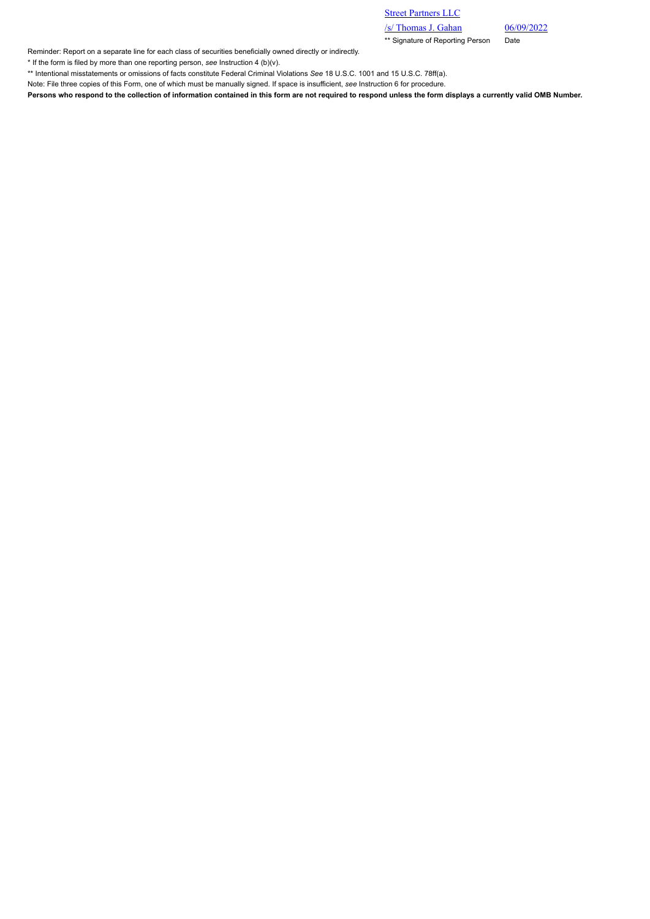Street Partners LLC

| | |
|---|---|
| /s/ Thomas J. Gahan | 06/09/2022 |
| ** Signature of Reporting Person | Date |

Reminder: Report on a separate line for each class of securities beneficially owned directly or indirectly.

* If the form is filed by more than one reporting person, *see* Instruction 4 (b)(v).

** Intentional misstatements or omissions of facts constitute Federal Criminal Violations *See* 18 U.S.C. 1001 and 15 U.S.C. 78ff(a).

Note: File three copies of this Form, one of which must be manually signed. If space is insufficient, *see* Instruction 6 for procedure.

**Persons who respond to the collection of information contained in this form are not required to respond unless the form displays a currently valid OMB Number.**